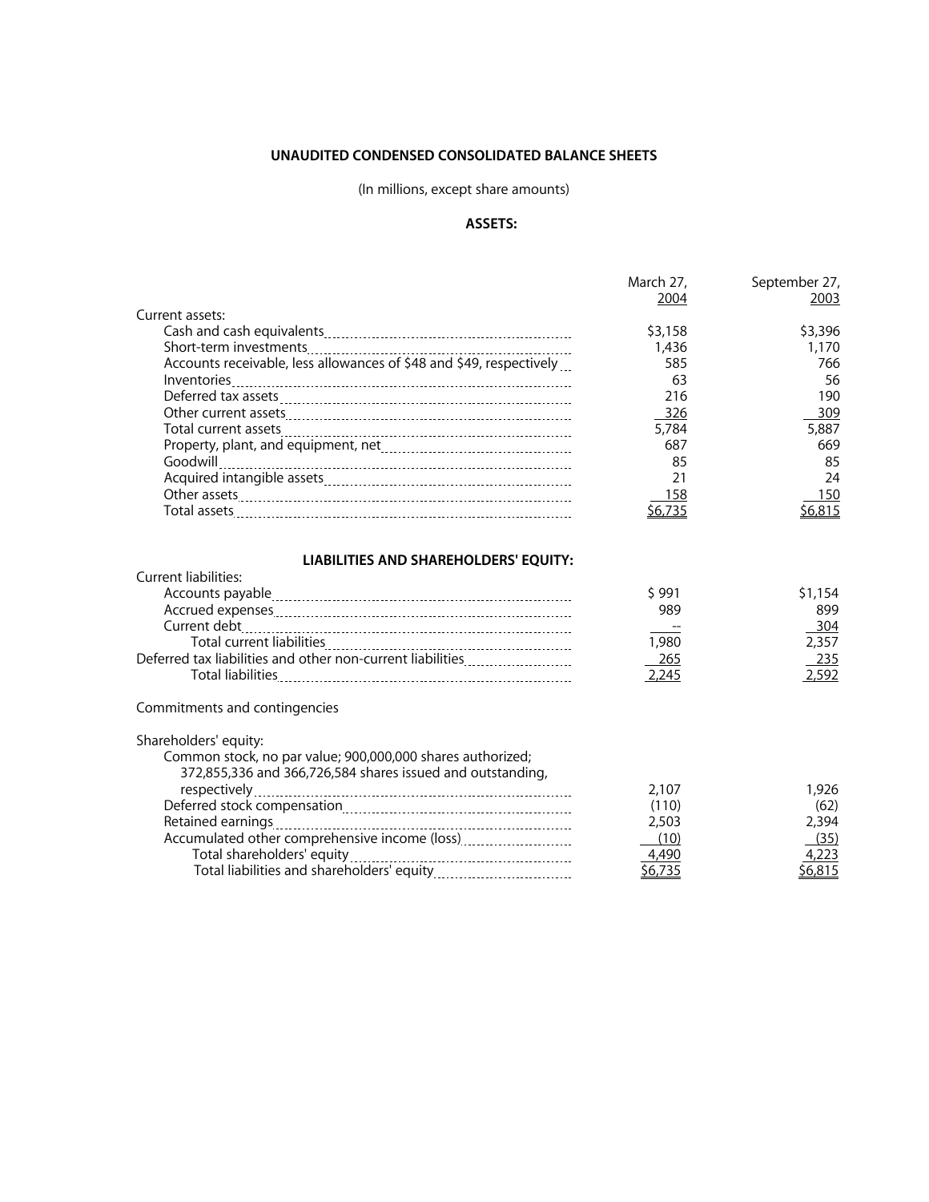**UNAUDITED CONDENSED CONSOLIDATED BALANCE SHEETS**

(In millions, except share amounts)

**ASSETS:**

| | March 27, 2004 | September 27, 2003 |
|---|---|---|
| Current assets: | | |
| Cash and cash equivalents | $3,158 | $3,396 |
| Short-term investments | 1,436 | 1,170 |
| Accounts receivable, less allowances of $48 and $49, respectively | 585 | 766 |
| Inventories | 63 | 56 |
| Deferred tax assets | 216 | 190 |
| Other current assets | 326 | 309 |
| Total current assets | 5,784 | 5,887 |
| Property, plant, and equipment, net | 687 | 669 |
| Goodwill | 85 | 85 |
| Acquired intangible assets | 21 | 24 |
| Other assets | 158 | 150 |
| Total assets | $6,735 | $6,815 |

**LIABILITIES AND SHAREHOLDERS' EQUITY:**

| | March 27, 2004 | September 27, 2003 |
|---|---|---|
| Current liabilities: | | |
| Accounts payable | $ 991 | $1,154 |
| Accrued expenses | 989 | 899 |
| Current debt | -- | 304 |
| Total current liabilities | 1,980 | 2,357 |
| Deferred tax liabilities and other non-current liabilities | 265 | 235 |
| Total liabilities | 2,245 | 2,592 |
| Commitments and contingencies | | |
| Shareholders' equity: | | |
| Common stock, no par value; 900,000,000 shares authorized; 372,855,336 and 366,726,584 shares issued and outstanding, respectively | 2,107 | 1,926 |
| Deferred stock compensation | (110) | (62) |
| Retained earnings | 2,503 | 2,394 |
| Accumulated other comprehensive income (loss) | (10) | (35) |
| Total shareholders' equity | 4,490 | 4,223 |
| Total liabilities and shareholders' equity | $6,735 | $6,815 |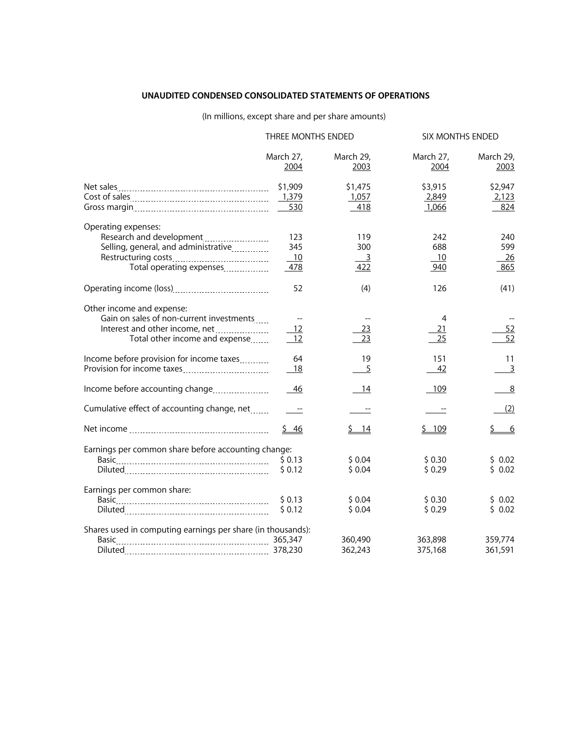**UNAUDITED CONDENSED CONSOLIDATED STATEMENTS OF OPERATIONS**

(In millions, except share and per share amounts)

| | THREE MONTHS ENDED | | SIX MONTHS ENDED | |
|---|---|---|---|---|
| | March 27, 2004 | March 29, 2003 | March 27, 2004 | March 29, 2003 |
| Net sales | $1,909 | $1,475 | $3,915 | $2,947 |
| Cost of sales | 1,379 | 1,057 | 2,849 | 2,123 |
| Gross margin | 530 | 418 | 1,066 | 824 |
| Operating expenses: | | | | |
| Research and development | 123 | 119 | 242 | 240 |
| Selling, general, and administrative | 345 | 300 | 688 | 599 |
| Restructuring costs | 10 | 3 | 10 | 26 |
| Total operating expenses | 478 | 422 | 940 | 865 |
| Operating income (loss) | 52 | (4) | 126 | (41) |
| Other income and expense: | | | | |
| Gain on sales of non-current investments | -- | -- | 4 | -- |
| Interest and other income, net | 12 | 23 | 21 | 52 |
| Total other income and expense | 12 | 23 | 25 | 52 |
| Income before provision for income taxes | 64 | 19 | 151 | 11 |
| Provision for income taxes | 18 | 5 | 42 | 3 |
| Income before accounting change | 46 | 14 | 109 | 8 |
| Cumulative effect of accounting change, net | -- | -- | -- | (2) |
| Net income | $ 46 | $ 14 | $ 109 | $ 6 |
| Earnings per common share before accounting change: | | | | |
| Basic | $ 0.13 | $ 0.04 | $ 0.30 | $ 0.02 |
| Diluted | $ 0.12 | $ 0.04 | $ 0.29 | $ 0.02 |
| Earnings per common share: | | | | |
| Basic | $ 0.13 | $ 0.04 | $ 0.30 | $ 0.02 |
| Diluted | $ 0.12 | $ 0.04 | $ 0.29 | $ 0.02 |
| Shares used in computing earnings per share (in thousands): | | | | |
| Basic | 365,347 | 360,490 | 363,898 | 359,774 |
| Diluted | 378,230 | 362,243 | 375,168 | 361,591 |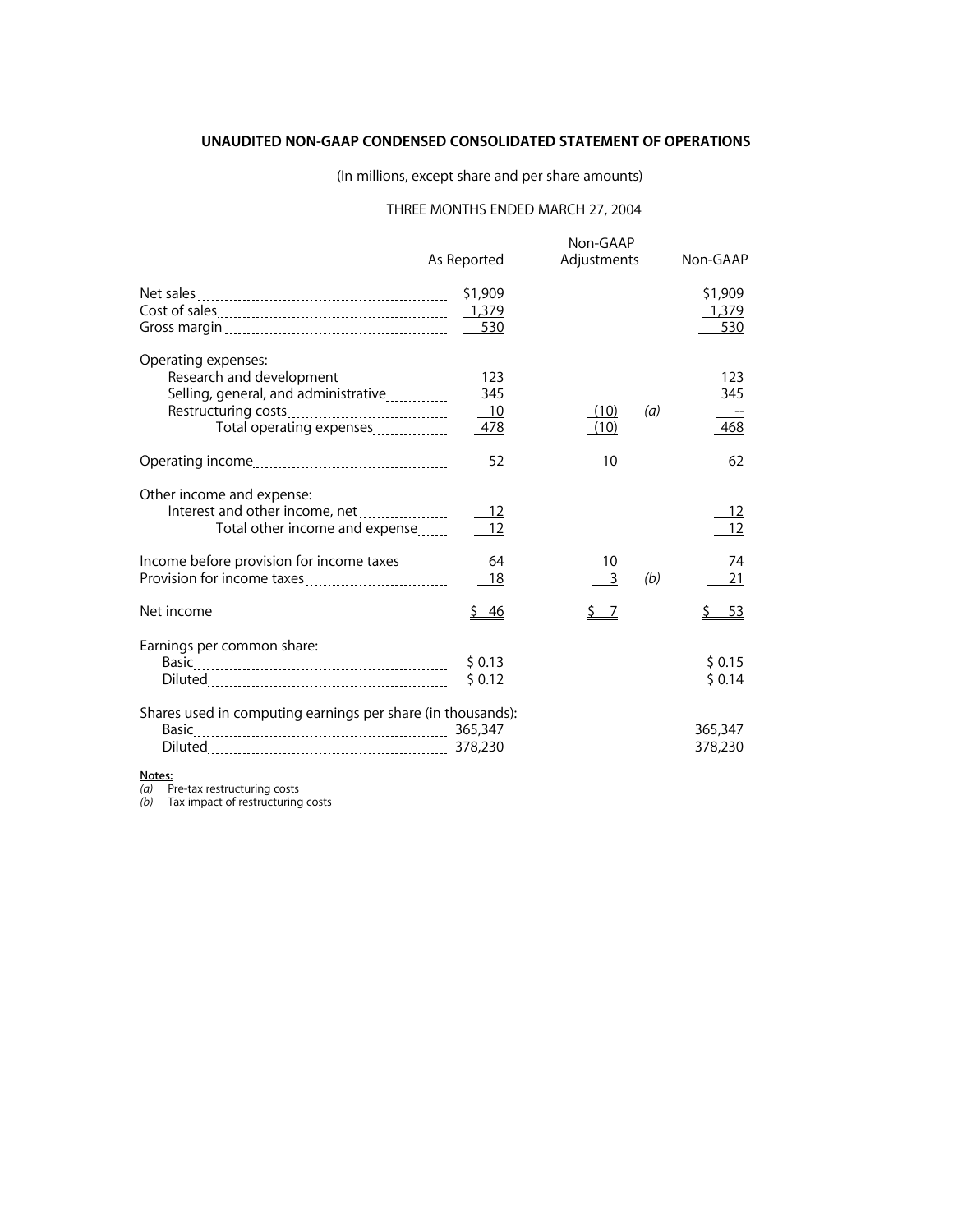**UNAUDITED NON-GAAP CONDENSED CONSOLIDATED STATEMENT OF OPERATIONS**

(In millions, except share and per share amounts)

THREE MONTHS ENDED MARCH 27, 2004

| | As Reported | Non-GAAP Adjustments | | Non-GAAP |
|---|---|---|---|---|
| Net sales | $1,909 | | | $1,909 |
| Cost of sales | 1,379 | | | 1,379 |
| Gross margin | 530 | | | 530 |
| Operating expenses: | | | | |
| Research and development | 123 | | | 123 |
| Selling, general, and administrative | 345 | | | 345 |
| Restructuring costs | 10 | (10) | *(a)* | -- |
| Total operating expenses | 478 | (10) | | 468 |
| Operating income | 52 | 10 | | 62 |
| Other income and expense: | | | | |
| Interest and other income, net | 12 | | | 12 |
| Total other income and expense | 12 | | | 12 |
| Income before provision for income taxes | 64 | 10 | | 74 |
| Provision for income taxes | 18 | 3 | *(b)* | 21 |
| Net income | $ 46 | $ 7 | | $ 53 |
| Earnings per common share: | | | | |
| Basic | $ 0.13 | | | $ 0.15 |
| Diluted | $ 0.12 | | | $ 0.14 |
| Shares used in computing earnings per share (in thousands): | | | | |
| Basic | 365,347 | | | 365,347 |
| Diluted | 378,230 | | | 378,230 |

**Notes:**

*(a)* Pre-tax restructuring costs

*(b)* Tax impact of restructuring costs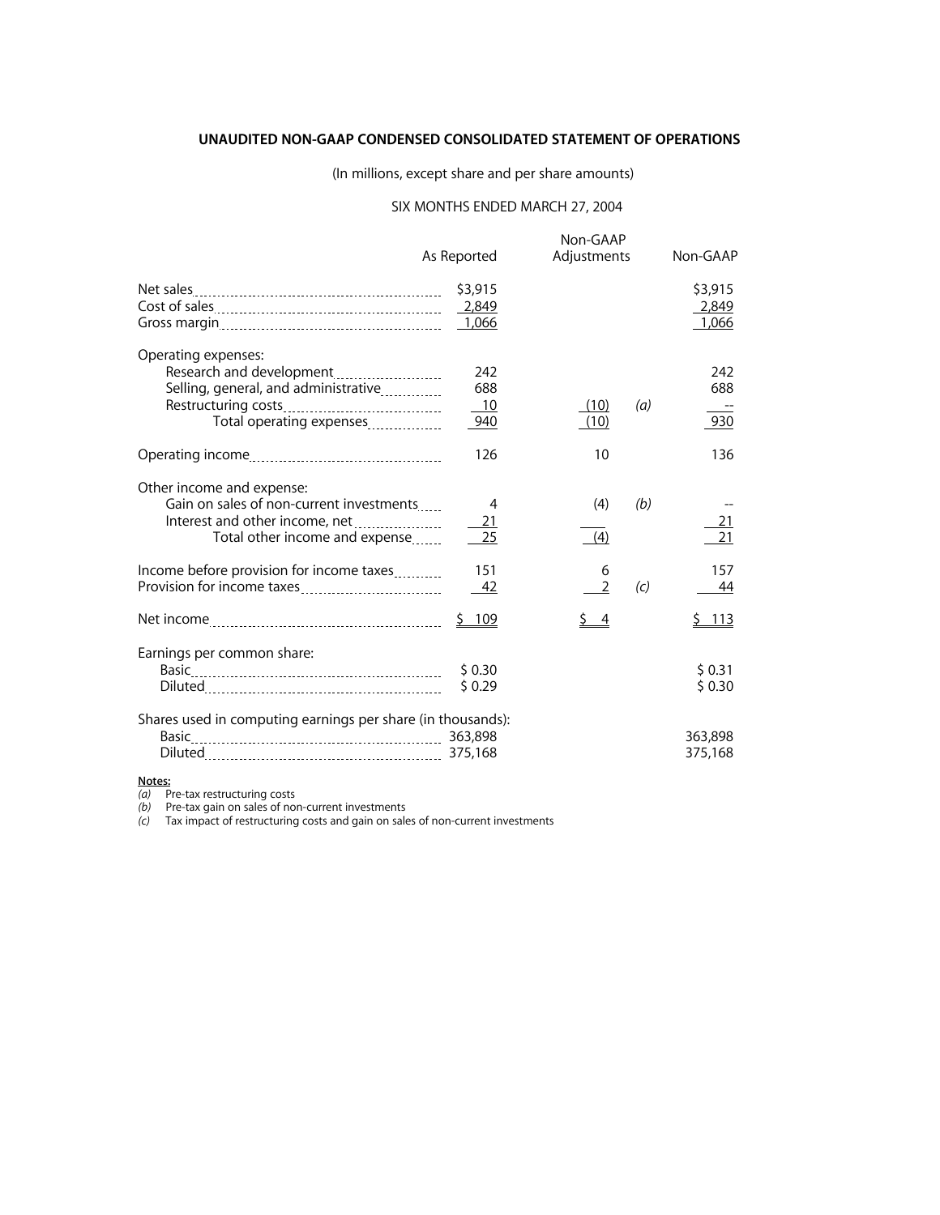**UNAUDITED NON-GAAP CONDENSED CONSOLIDATED STATEMENT OF OPERATIONS**

(In millions, except share and per share amounts)

SIX MONTHS ENDED MARCH 27, 2004

| | As Reported | Non-GAAP Adjustments | | Non-GAAP |
|---|---|---|---|---|
| Net sales | $3,915 | | | $3,915 |
| Cost of sales | 2,849 | | | 2,849 |
| Gross margin | 1,066 | | | 1,066 |
| Operating expenses: | | | | |
| Research and development | 242 | | | 242 |
| Selling, general, and administrative | 688 | | | 688 |
| Restructuring costs | 10 | (10) | *(a)* | -- |
| Total operating expenses | 940 | (10) | | 930 |
| Operating income | 126 | 10 | | 136 |
| Other income and expense: | | | | |
| Gain on sales of non-current investments | 4 | (4) | *(b)* | -- |
| Interest and other income, net | 21 | | | 21 |
| Total other income and expense | 25 | (4) | | 21 |
| Income before provision for income taxes | 151 | 6 | | 157 |
| Provision for income taxes | 42 | 2 | *(c)* | 44 |
| Net income | $ 109 | $ 4 | | $ 113 |
| Earnings per common share: | | | | |
| Basic | $ 0.30 | | | $ 0.31 |
| Diluted | $ 0.29 | | | $ 0.30 |
| Shares used in computing earnings per share (in thousands): | | | | |
| Basic | 363,898 | | | 363,898 |
| Diluted | 375,168 | | | 375,168 |

**Notes:**

*(a)* Pre-tax restructuring costs
*(b)* Pre-tax gain on sales of non-current investments
*(c)* Tax impact of restructuring costs and gain on sales of non-current investments